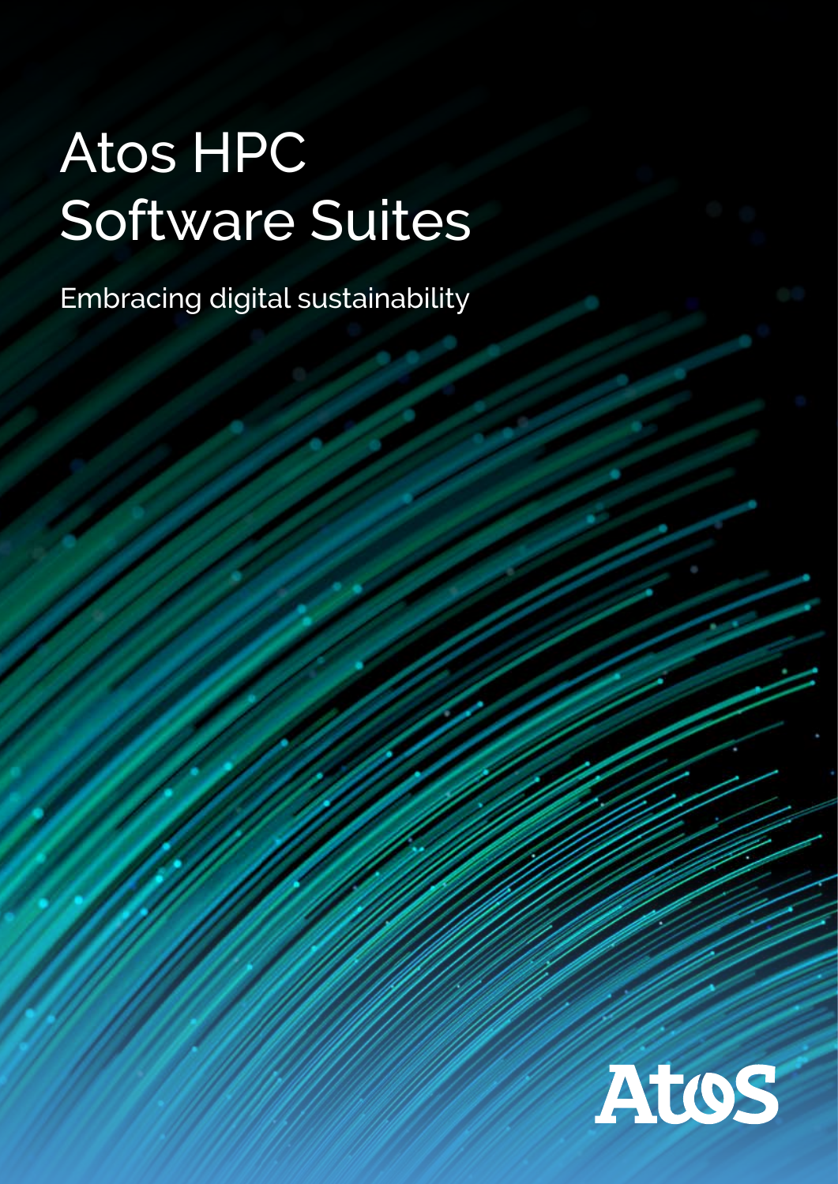# Atos HPC Software Suites

Embracing digital sustainability

Atos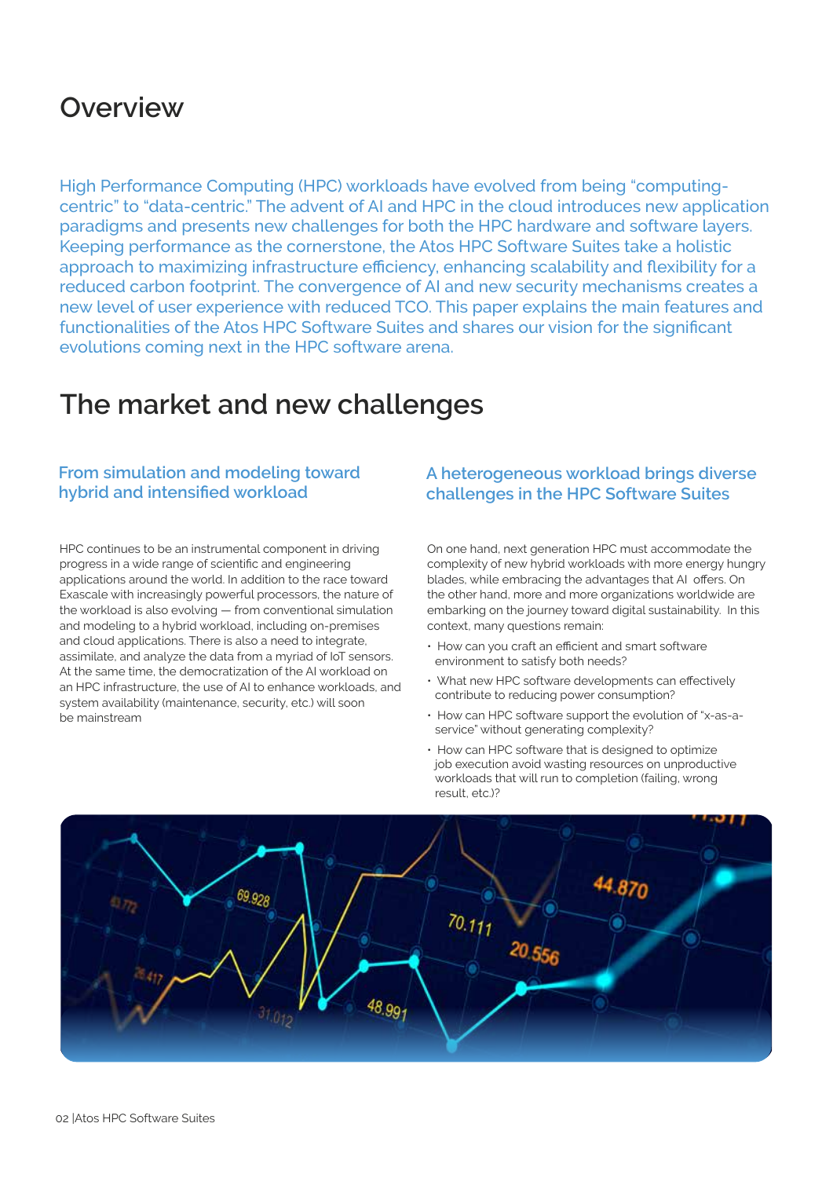# Overview

High Performance Computing (HPC) workloads have evolved from being "computing-centric" to "data-centric." The advent of AI and HPC in the cloud introduces new application paradigms and presents new challenges for both the HPC hardware and software layers. Keeping performance as the cornerstone, the Atos HPC Software Suites take a holistic approach to maximizing infrastructure efficiency, enhancing scalability and flexibility for a reduced carbon footprint. The convergence of AI and new security mechanisms creates a new level of user experience with reduced TCO. This paper explains the main features and functionalities of the Atos HPC Software Suites and shares our vision for the significant evolutions coming next in the HPC software arena.

# The market and new challenges

## From simulation and modeling toward hybrid and intensified workload

HPC continues to be an instrumental component in driving progress in a wide range of scientific and engineering applications around the world. In addition to the race toward Exascale with increasingly powerful processors, the nature of the workload is also evolving — from conventional simulation and modeling to a hybrid workload, including on-premises and cloud applications. There is also a need to integrate, assimilate, and analyze the data from a myriad of IoT sensors. At the same time, the democratization of the AI workload on an HPC infrastructure, the use of AI to enhance workloads, and system availability (maintenance, security, etc.) will soon be mainstream

## A heterogeneous workload brings diverse challenges in the HPC Software Suites

On one hand, next generation HPC must accommodate the complexity of new hybrid workloads with more energy hungry blades, while embracing the advantages that AI offers. On the other hand, more and more organizations worldwide are embarking on the journey toward digital sustainability. In this context, many questions remain:

- How can you craft an efficient and smart software environment to satisfy both needs?
- What new HPC software developments can effectively contribute to reducing power consumption?
- How can HPC software support the evolution of "x-as-a-service" without generating complexity?
- How can HPC software that is designed to optimize job execution avoid wasting resources on unproductive workloads that will run to completion (failing, wrong result, etc.)?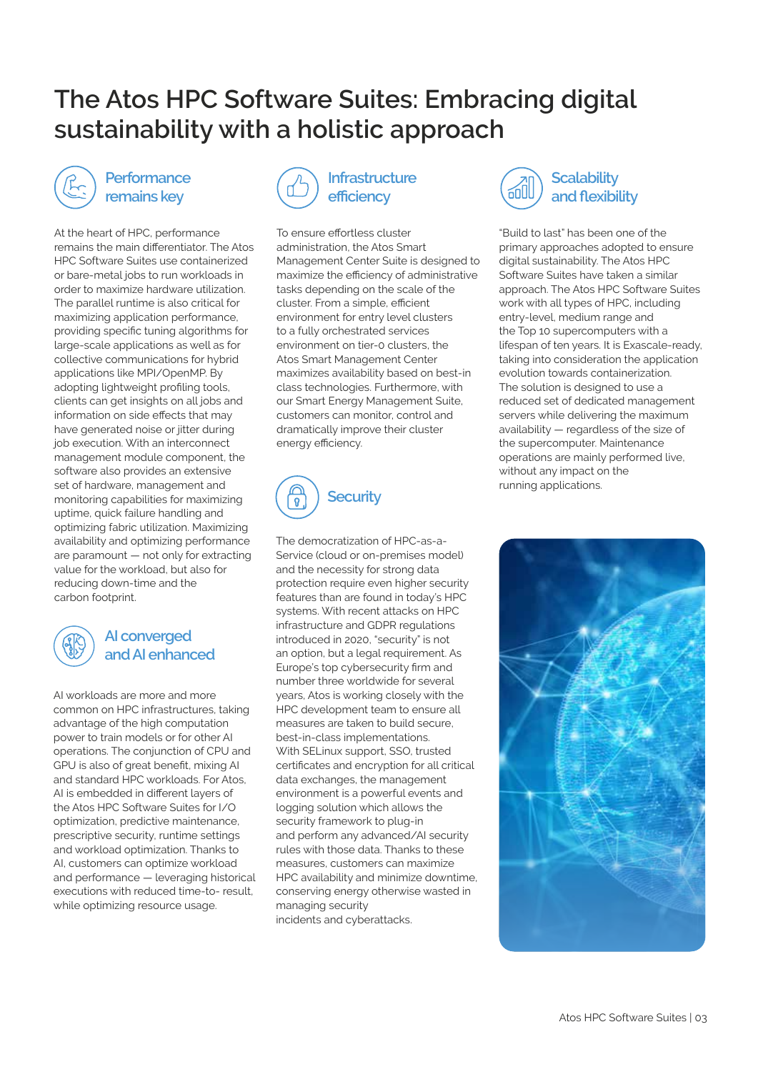# The Atos HPC Software Suites: Embracing digital sustainability with a holistic approach

## Performance remains key

At the heart of HPC, performance remains the main differentiator. The Atos HPC Software Suites use containerized or bare-metal jobs to run workloads in order to maximize hardware utilization. The parallel runtime is also critical for maximizing application performance, providing specific tuning algorithms for large-scale applications as well as for collective communications for hybrid applications like MPI/OpenMP. By adopting lightweight profiling tools, clients can get insights on all jobs and information on side effects that may have generated noise or jitter during job execution. With an interconnect management module component, the software also provides an extensive set of hardware, management and monitoring capabilities for maximizing uptime, quick failure handling and optimizing fabric utilization. Maximizing availability and optimizing performance are paramount — not only for extracting value for the workload, but also for reducing down-time and the carbon footprint.

## AI converged and AI enhanced

AI workloads are more and more common on HPC infrastructures, taking advantage of the high computation power to train models or for other AI operations. The conjunction of CPU and GPU is also of great benefit, mixing AI and standard HPC workloads. For Atos, AI is embedded in different layers of the Atos HPC Software Suites for I/O optimization, predictive maintenance, prescriptive security, runtime settings and workload optimization. Thanks to AI, customers can optimize workload and performance — leveraging historical executions with reduced time-to- result, while optimizing resource usage.

## Infrastructure efficiency

To ensure effortless cluster administration, the Atos Smart Management Center Suite is designed to maximize the efficiency of administrative tasks depending on the scale of the cluster. From a simple, efficient environment for entry level clusters to a fully orchestrated services environment on tier-0 clusters, the Atos Smart Management Center maximizes availability based on best-in class technologies. Furthermore, with our Smart Energy Management Suite, customers can monitor, control and dramatically improve their cluster energy efficiency.

## Security

The democratization of HPC-as-a-Service (cloud or on-premises model) and the necessity for strong data protection require even higher security features than are found in today's HPC systems. With recent attacks on HPC infrastructure and GDPR regulations introduced in 2020, "security" is not an option, but a legal requirement. As Europe's top cybersecurity firm and number three worldwide for several years, Atos is working closely with the HPC development team to ensure all measures are taken to build secure, best-in-class implementations. With SELinux support, SSO, trusted certificates and encryption for all critical data exchanges, the management environment is a powerful events and logging solution which allows the security framework to plug-in and perform any advanced/AI security rules with those data. Thanks to these measures, customers can maximize HPC availability and minimize downtime, conserving energy otherwise wasted in managing security incidents and cyberattacks.

## Scalability and flexibility

"Build to last" has been one of the primary approaches adopted to ensure digital sustainability. The Atos HPC Software Suites have taken a similar approach. The Atos HPC Software Suites work with all types of HPC, including entry-level, medium range and the Top 10 supercomputers with a lifespan of ten years. It is Exascale-ready, taking into consideration the application evolution towards containerization. The solution is designed to use a reduced set of dedicated management servers while delivering the maximum availability — regardless of the size of the supercomputer. Maintenance operations are mainly performed live, without any impact on the running applications.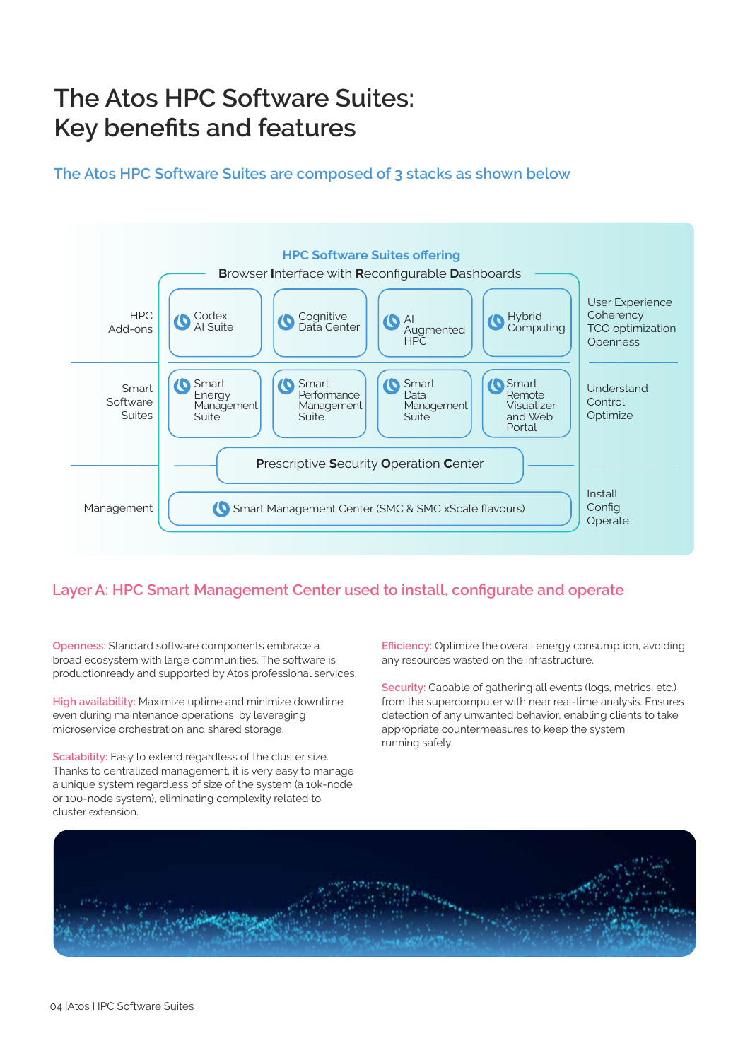# The Atos HPC Software Suites: Key benefits and features

## The Atos HPC Software Suites are composed of 3 stacks as shown below

**HPC Software Suites offering**

**B**rowser **I**nterface with **R**econfigurable **D**ashboards

| | | | | | |
|---|---|---|---|---|---|
| HPC Add-ons | Codex AI Suite | Cognitive Data Center | AI Augmented HPC | Hybrid Computing | User Experience<br>Coherency<br>TCO optimization<br>Openness |
| Smart Software Suites | Smart Energy Management Suite | Smart Performance Management Suite | Smart Data Management Suite | Smart Remote Visualizer and Web Portal | Understand<br>Control<br>Optimize |
| | Prescriptive Security Operation Center | | | | |
| Management | Smart Management Center (SMC & SMC xScale flavours) | | | | Install<br>Config<br>Operate |

## Layer A: HPC Smart Management Center used to install, configurate and operate

**Openness:** Standard software components embrace a broad ecosystem with large communities. The software is productionready and supported by Atos professional services.

**High availability:** Maximize uptime and minimize downtime even during maintenance operations, by leveraging microservice orchestration and shared storage.

**Scalability:** Easy to extend regardless of the cluster size. Thanks to centralized management, it is very easy to manage a unique system regardless of size of the system (a 10k-node or 100-node system), eliminating complexity related to cluster extension.

**Efficiency:** Optimize the overall energy consumption, avoiding any resources wasted on the infrastructure.

**Security:** Capable of gathering all events (logs, metrics, etc.) from the supercomputer with near real-time analysis. Ensures detection of any unwanted behavior, enabling clients to take appropriate countermeasures to keep the system running safely.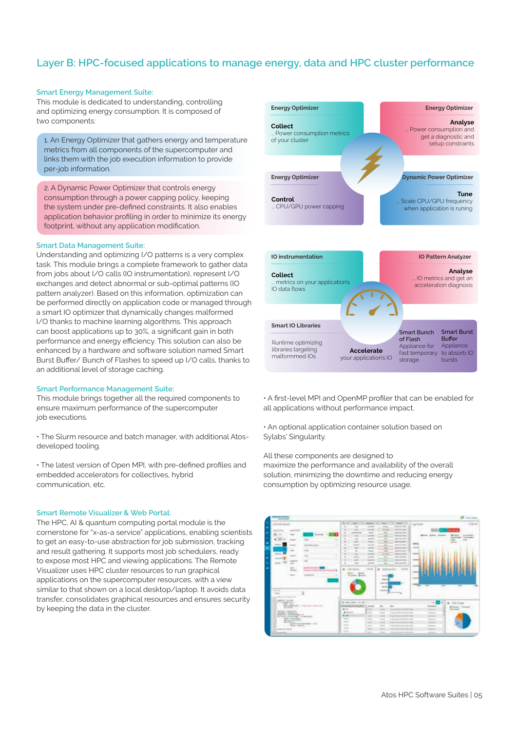## Layer B: HPC-focused applications to manage energy, data and HPC cluster performance

### Smart Energy Management Suite:

This module is dedicated to understanding, controlling and optimizing energy consumption. It is composed of two components:

1. An Energy Optimizer that gathers energy and temperature metrics from all components of the supercomputer and links them with the job execution information to provide per-job information.

2. A Dynamic Power Optimizer that controls energy consumption through a power capping policy, keeping the system under pre-defined constraints. It also enables application behavior profiling in order to minimize its energy footprint, without any application modification.

**Energy Optimizer**

**Collect**
... Power consumption metrics of your cluster

**Energy Optimizer**

**Analyse**
... Power consumption and get a diagnostic and setup constraints

**Energy Optimizer**

**Control**
... CPU/GPU power capping

**Dynamic Power Optimizer**

**Tune**
... Scale CPU/GPU frequency when application is runing

### Smart Data Management Suite:

Understanding and optimizing I/O patterns is a very complex task. This module brings a complete framework to gather data from jobs about I/O calls (IO instrumentation), represent I/O exchanges and detect abnormal or sub-optimal patterns (IO pattern analyzer). Based on this information, optimization can be performed directly on application code or managed through a smart IO optimizer that dynamically changes malformed I/O thanks to machine learning algorithms. This approach can boost applications up to 30%, a significant gain in both performance and energy efficiency. This solution can also be enhanced by a hardware and software solution named Smart Burst Buffer/ Bunch of Flashes to speed up I/O calls, thanks to an additional level of storage caching.

**IO instrumentation**

**Collect**
... metrics on your application's IO data flows

**IO Pattern Analyzer**

**Analyse**
... IO metrics and get an acceleration diagnosis

**Smart IO Libraries**

Runtime optimizing libraries targeting malformed IOs

**Accelerate**
your application's IO

**Smart Bunch of Flash**
Appliance for fast temporary storage

**Smart Burst Buffer**
Appliance to absorb IO bursts

### Smart Performance Management Suite:

This module brings together all the required components to ensure maximum performance of the supercomputer job executions.

- The Slurm resource and batch manager, with additional Atos-developed tooling.
- The latest version of Open MPI, with pre-defined profiles and embedded accelerators for collectives, hybrid communication, etc.
- A first-level MPI and OpenMP profiler that can be enabled for all applications without performance impact.
- An optional application container solution based on Sylabs' Singularity.

All these components are designed to maximize the performance and availability of the overall solution, minimizing the downtime and reducing energy consumption by optimizing resource usage.

### Smart Remote Visualizer & Web Portal:

The HPC, AI & quantum computing portal module is the cornerstone for "x-as-a service" applications, enabling scientists to get an easy-to-use abstraction for job submission, tracking and result gathering. It supports most job schedulers, ready to expose most HPC and viewing applications. The Remote Visualizer uses HPC cluster resources to run graphical applications on the supercomputer resources, with a view similar to that shown on a local desktop/laptop. It avoids data transfer, consolidates graphical resources and ensures security by keeping the data in the cluster.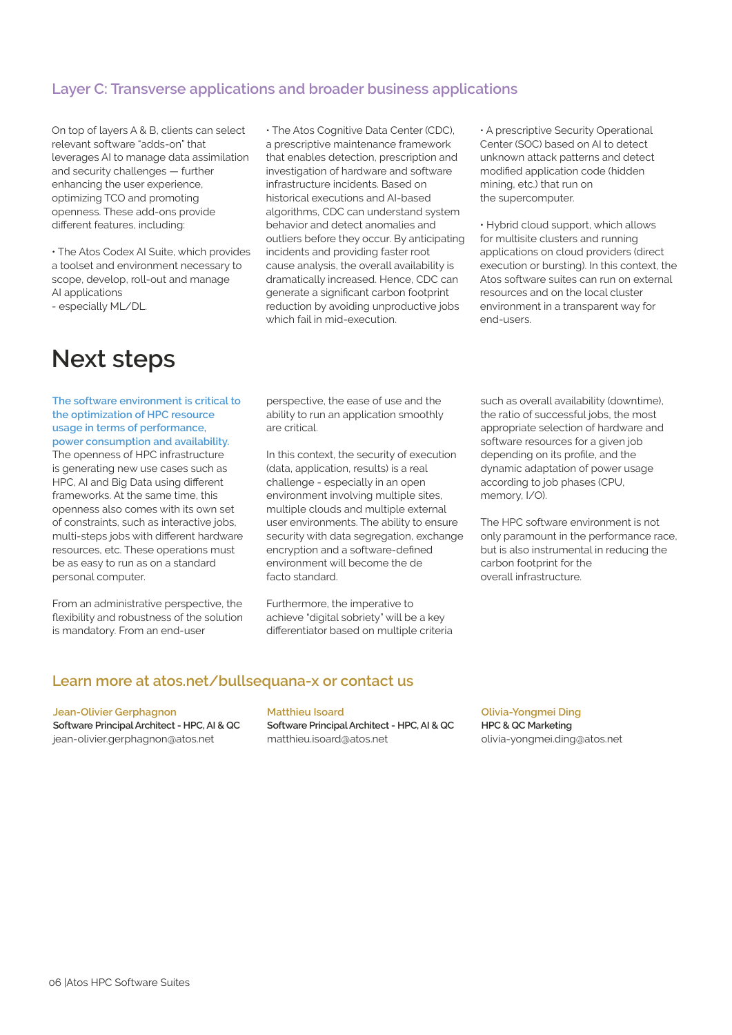## Layer C: Transverse applications and broader business applications

On top of layers A & B, clients can select relevant software "adds-on" that leverages AI to manage data assimilation and security challenges — further enhancing the user experience, optimizing TCO and promoting openness. These add-ons provide different features, including:

- The Atos Codex AI Suite, which provides a toolset and environment necessary to scope, develop, roll-out and manage AI applications - especially ML/DL.
- The Atos Cognitive Data Center (CDC), a prescriptive maintenance framework that enables detection, prescription and investigation of hardware and software infrastructure incidents. Based on historical executions and AI-based algorithms, CDC can understand system behavior and detect anomalies and outliers before they occur. By anticipating incidents and providing faster root cause analysis, the overall availability is dramatically increased. Hence, CDC can generate a significant carbon footprint reduction by avoiding unproductive jobs which fail in mid-execution.
- A prescriptive Security Operational Center (SOC) based on AI to detect unknown attack patterns and detect modified application code (hidden mining, etc.) that run on the supercomputer.
- Hybrid cloud support, which allows for multisite clusters and running applications on cloud providers (direct execution or bursting). In this context, the Atos software suites can run on external resources and on the local cluster environment in a transparent way for end-users.

# Next steps

**The software environment is critical to the optimization of HPC resource usage in terms of performance, power consumption and availability.** The openness of HPC infrastructure is generating new use cases such as HPC, AI and Big Data using different frameworks. At the same time, this openness also comes with its own set of constraints, such as interactive jobs, multi-steps jobs with different hardware resources, etc. These operations must be as easy to run as on a standard personal computer.

From an administrative perspective, the flexibility and robustness of the solution is mandatory. From an end-user perspective, the ease of use and the ability to run an application smoothly are critical.

In this context, the security of execution (data, application, results) is a real challenge - especially in an open environment involving multiple sites, multiple clouds and multiple external user environments. The ability to ensure security with data segregation, exchange encryption and a software-defined environment will become the de facto standard.

Furthermore, the imperative to achieve "digital sobriety" will be a key differentiator based on multiple criteria such as overall availability (downtime), the ratio of successful jobs, the most appropriate selection of hardware and software resources for a given job depending on its profile, and the dynamic adaptation of power usage according to job phases (CPU, memory, I/O).

The HPC software environment is not only paramount in the performance race, but is also instrumental in reducing the carbon footprint for the overall infrastructure.

## Learn more at atos.net/bullsequana-x or contact us

**Jean-Olivier Gerphagnon**
Software Principal Architect - HPC, AI & QC
jean-olivier.gerphagnon@atos.net

**Matthieu Isoard**
Software Principal Architect - HPC, AI & QC
matthieu.isoard@atos.net

**Olivia-Yongmei Ding**
HPC & QC Marketing
olivia-yongmei.ding@atos.net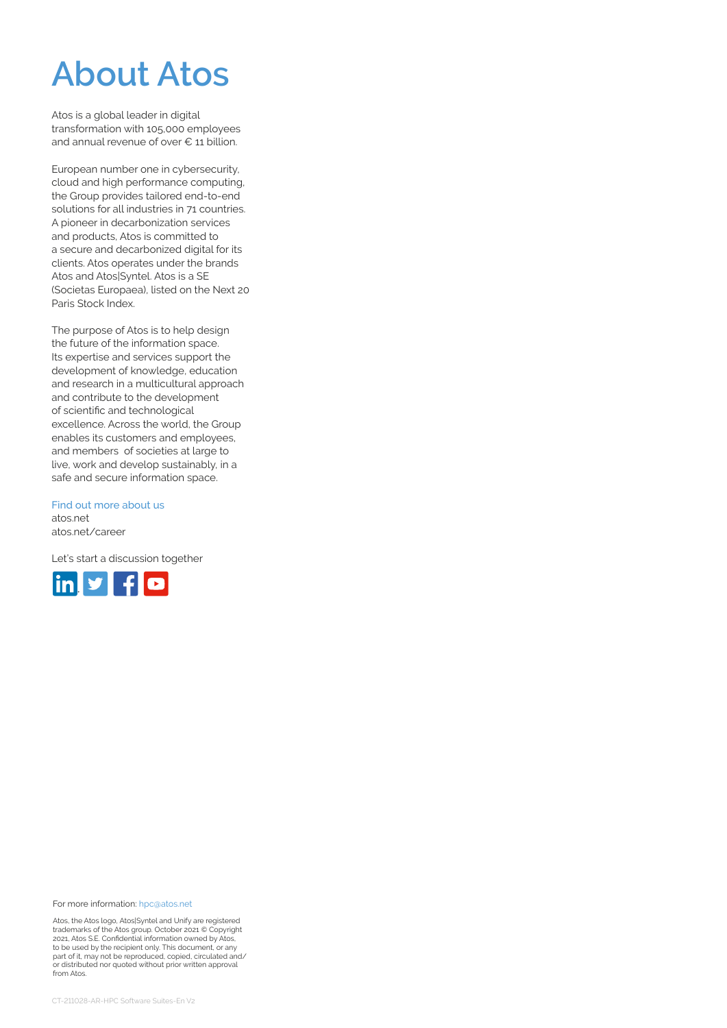# About Atos

Atos is a global leader in digital transformation with 105,000 employees and annual revenue of over € 11 billion.

European number one in cybersecurity, cloud and high performance computing, the Group provides tailored end-to-end solutions for all industries in 71 countries. A pioneer in decarbonization services and products, Atos is committed to a secure and decarbonized digital for its clients. Atos operates under the brands Atos and Atos|Syntel. Atos is a SE (Societas Europaea), listed on the Next 20 Paris Stock Index.

The purpose of Atos is to help design the future of the information space. Its expertise and services support the development of knowledge, education and research in a multicultural approach and contribute to the development of scientific and technological excellence. Across the world, the Group enables its customers and employees, and members of societies at large to live, work and develop sustainably, in a safe and secure information space.

Find out more about us
atos.net
atos.net/career

Let's start a discussion together

For more information: hpc@atos.net

Atos, the Atos logo, Atos|Syntel and Unify are registered trademarks of the Atos group. October 2021 © Copyright 2021, Atos S.E. Confidential information owned by Atos, to be used by the recipient only. This document, or any part of it, may not be reproduced, copied, circulated and/or distributed nor quoted without prior written approval from Atos.

CT-211028-AR-HPC Software Suites-En V2